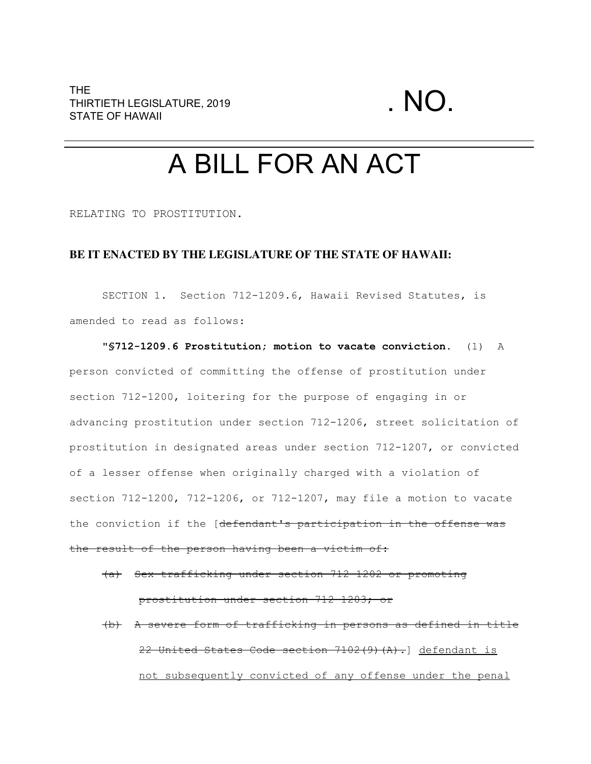THE
THIRTIETH LEGISLATURE, 2019
STATE OF HAWAII

. NO.

# A BILL FOR AN ACT

RELATING TO PROSTITUTION.

**BE IT ENACTED BY THE LEGISLATURE OF THE STATE OF HAWAII:**

SECTION 1. Section 712-1209.6, Hawaii Revised Statutes, is amended to read as follows:

**"§712-1209.6 Prostitution; motion to vacate conviction.** (1) A person convicted of committing the offense of prostitution under section 712-1200, loitering for the purpose of engaging in or advancing prostitution under section 712-1206, street solicitation of prostitution in designated areas under section 712-1207, or convicted of a lesser offense when originally charged with a violation of section 712-1200, 712-1206, or 712-1207, may file a motion to vacate the conviction if the [~~defendant's participation in the offense was the result of the person having been a victim of:~~

~~(a) Sex trafficking under section 712-1202 or promoting prostitution under section 712-1203; or~~

~~(b) A severe form of trafficking in persons as defined in title 22 United States Code section 7102(9)(A).~~] <u>defendant is not subsequently convicted of any offense under the penal</u>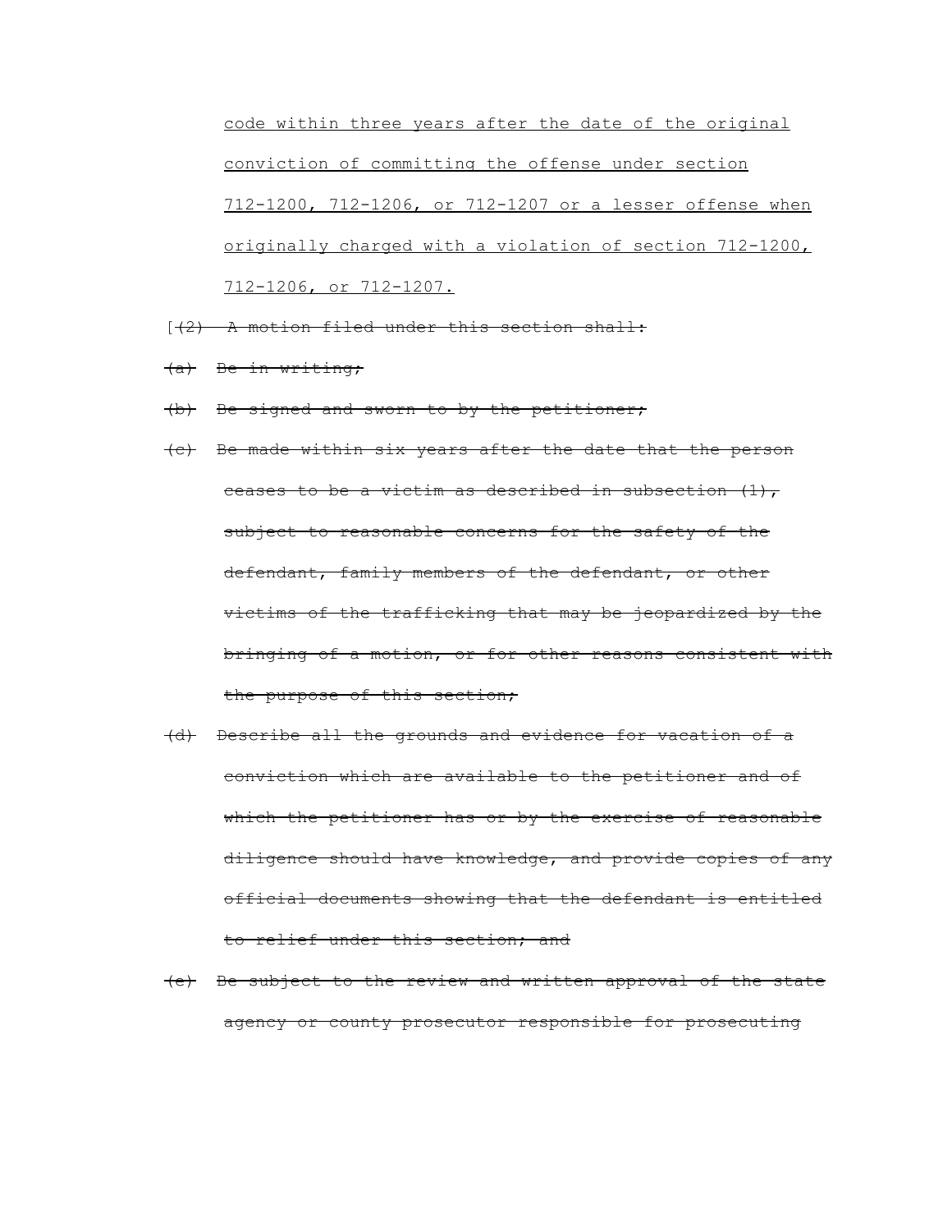<u>code within three years after the date of the original conviction of committing the offense under section 712-1200, 712-1206, or 712-1207 or a lesser offense when originally charged with a violation of section 712-1200, 712-1206, or 712-1207.</u>

[~~(2) A motion filed under this section shall:~~

~~(a) Be in writing;~~

~~(b) Be signed and sworn to by the petitioner;~~

~~(c) Be made within six years after the date that the person ceases to be a victim as described in subsection (1), subject to reasonable concerns for the safety of the defendant, family members of the defendant, or other victims of the trafficking that may be jeopardized by the bringing of a motion, or for other reasons consistent with the purpose of this section;~~

~~(d) Describe all the grounds and evidence for vacation of a conviction which are available to the petitioner and of which the petitioner has or by the exercise of reasonable diligence should have knowledge, and provide copies of any official documents showing that the defendant is entitled to relief under this section; and~~

~~(e) Be subject to the review and written approval of the state agency or county prosecutor responsible for prosecuting~~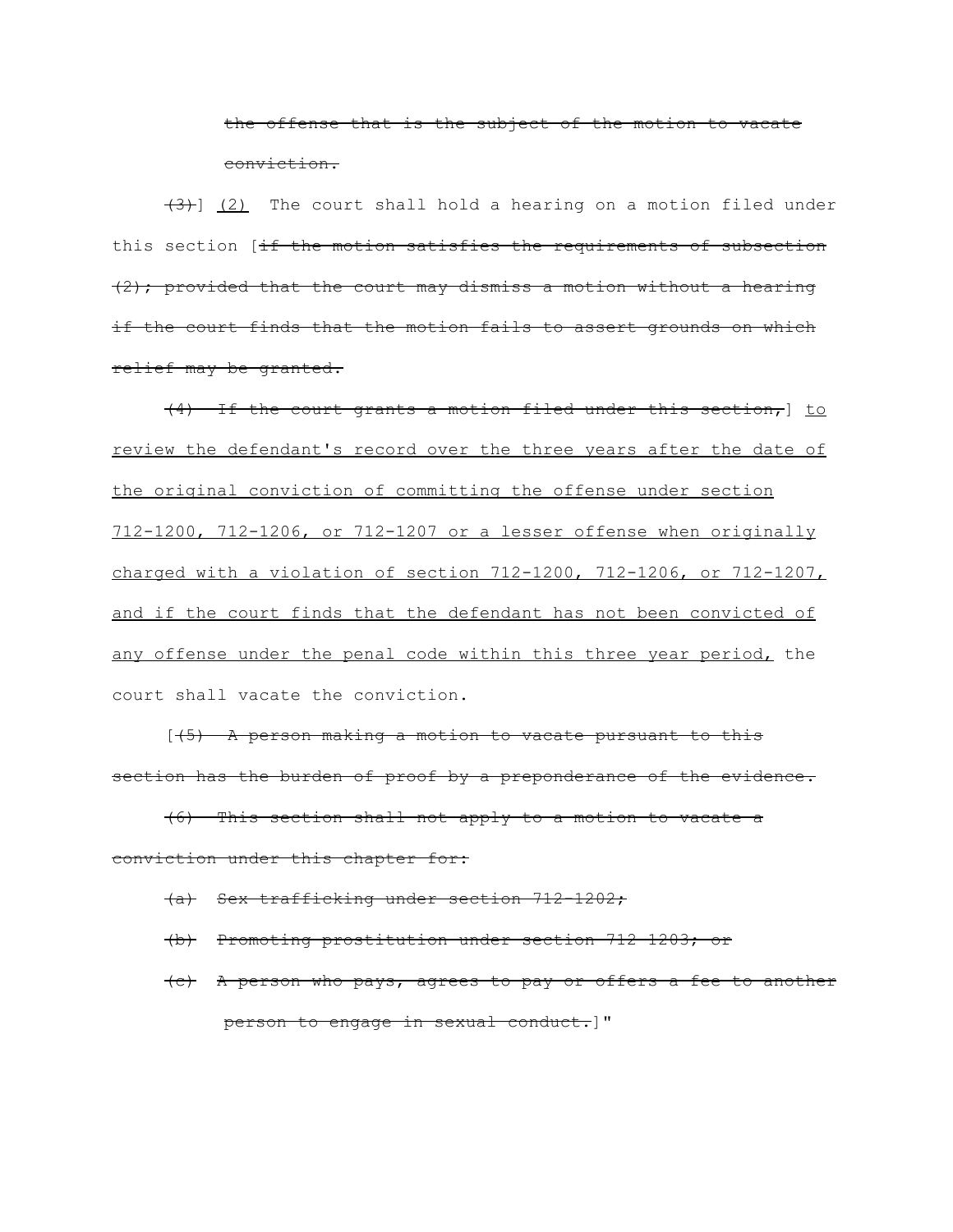~~the offense that is the subject of the motion to vacate conviction.~~

~~(3)~~] <u>(2)</u> The court shall hold a hearing on a motion filed under this section [~~if the motion satisfies the requirements of subsection (2); provided that the court may dismiss a motion without a hearing if the court finds that the motion fails to assert grounds on which relief may be granted.~~

~~(4) If the court grants a motion filed under this section,~~] <u>to review the defendant's record over the three years after the date of the original conviction of committing the offense under section 712-1200, 712-1206, or 712-1207 or a lesser offense when originally charged with a violation of section 712-1200, 712-1206, or 712-1207, and if the court finds that the defendant has not been convicted of any offense under the penal code within this three year period,</u> the court shall vacate the conviction.

[~~(5) A person making a motion to vacate pursuant to this section has the burden of proof by a preponderance of the evidence.~~

~~(6) This section shall not apply to a motion to vacate a conviction under this chapter for:~~

~~(a) Sex trafficking under section 712-1202;~~

~~(b) Promoting prostitution under section 712-1203; or~~

~~(c) A person who pays, agrees to pay or offers a fee to another person to engage in sexual conduct.~~]"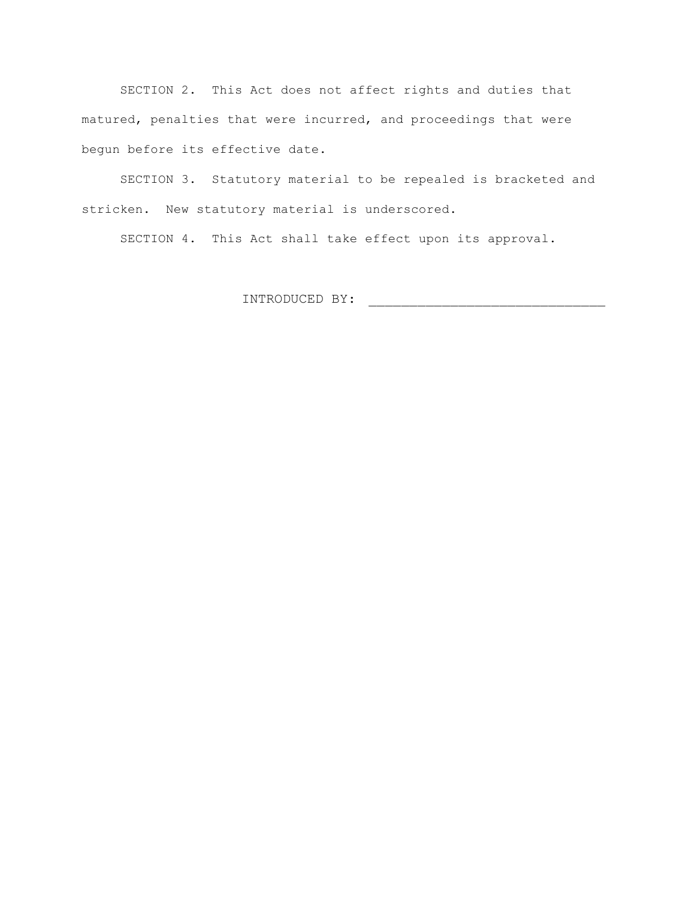SECTION 2. This Act does not affect rights and duties that matured, penalties that were incurred, and proceedings that were begun before its effective date.

SECTION 3. Statutory material to be repealed is bracketed and stricken. New statutory material is underscored.

SECTION 4. This Act shall take effect upon its approval.

INTRODUCED BY: _____________________________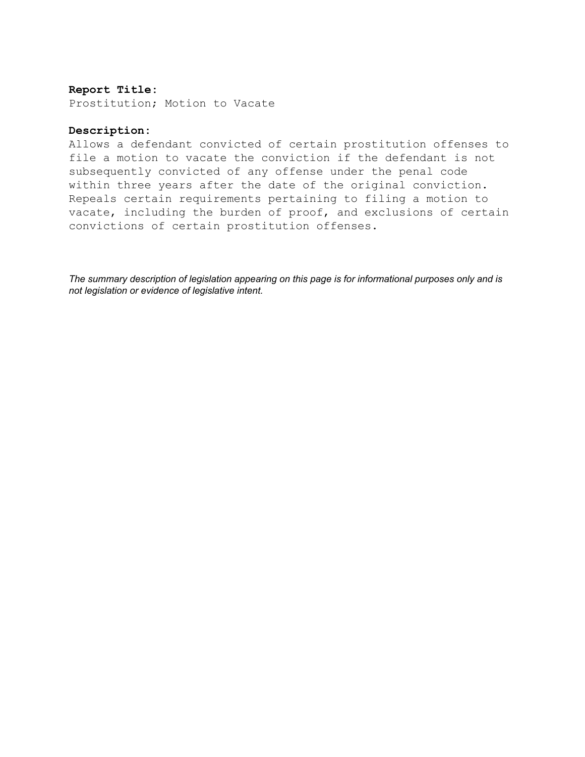**Report Title:**
Prostitution; Motion to Vacate

**Description:**
Allows a defendant convicted of certain prostitution offenses to file a motion to vacate the conviction if the defendant is not subsequently convicted of any offense under the penal code within three years after the date of the original conviction. Repeals certain requirements pertaining to filing a motion to vacate, including the burden of proof, and exclusions of certain convictions of certain prostitution offenses.

*The summary description of legislation appearing on this page is for informational purposes only and is not legislation or evidence of legislative intent.*